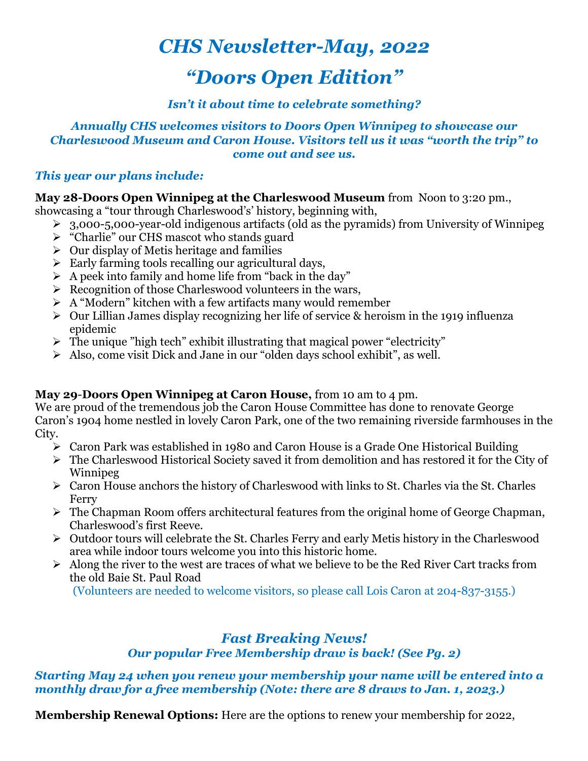# *CHS Newsletter-May, 2022*

# *"Doors Open Edition"*

***Isn't it about time to celebrate something?***

***Annually CHS welcomes visitors to Doors Open Winnipeg to showcase our Charleswood Museum and Caron House. Visitors tell us it was "worth the trip" to come out and see us.***

***This year our plans include:***

**May 28-Doors Open Winnipeg at the Charleswood Museum** from Noon to 3:20 pm., showcasing a "tour through Charleswood's' history, beginning with,

- 3,000-5,000-year-old indigenous artifacts (old as the pyramids) from University of Winnipeg
- "Charlie" our CHS mascot who stands guard
- Our display of Metis heritage and families
- Early farming tools recalling our agricultural days,
- A peek into family and home life from "back in the day"
- Recognition of those Charleswood volunteers in the wars,
- A "Modern" kitchen with a few artifacts many would remember
- Our Lillian James display recognizing her life of service & heroism in the 1919 influenza epidemic
- The unique "high tech" exhibit illustrating that magical power "electricity"
- Also, come visit Dick and Jane in our "olden days school exhibit", as well.

**May 29-Doors Open Winnipeg at Caron House,** from 10 am to 4 pm.
We are proud of the tremendous job the Caron House Committee has done to renovate George Caron's 1904 home nestled in lovely Caron Park, one of the two remaining riverside farmhouses in the City.

- Caron Park was established in 1980 and Caron House is a Grade One Historical Building
- The Charleswood Historical Society saved it from demolition and has restored it for the City of Winnipeg
- Caron House anchors the history of Charleswood with links to St. Charles via the St. Charles Ferry
- The Chapman Room offers architectural features from the original home of George Chapman, Charleswood's first Reeve.
- Outdoor tours will celebrate the St. Charles Ferry and early Metis history in the Charleswood area while indoor tours welcome you into this historic home.
- Along the river to the west are traces of what we believe to be the Red River Cart tracks from the old Baie St. Paul Road

(Volunteers are needed to welcome visitors, so please call Lois Caron at 204-837-3155.)

## *Fast Breaking News!*

***Our popular Free Membership draw is back! (See Pg. 2)***

***Starting May 24 when you renew your membership your name will be entered into a monthly draw for a free membership (Note: there are 8 draws to Jan. 1, 2023.)***

**Membership Renewal Options:** Here are the options to renew your membership for 2022,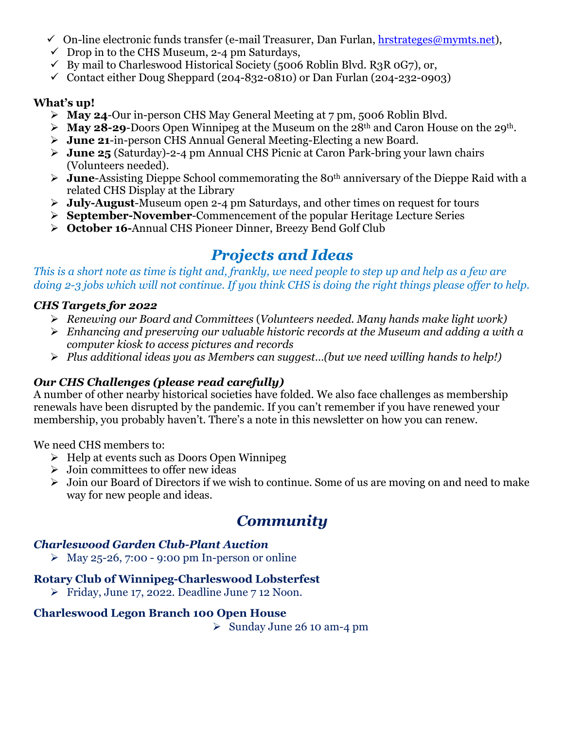- ✓ On-line electronic funds transfer (e-mail Treasurer, Dan Furlan, hrstrateges@mymts.net),
- ✓ Drop in to the CHS Museum, 2-4 pm Saturdays,
- ✓ By mail to Charleswood Historical Society (5006 Roblin Blvd. R3R 0G7), or,
- ✓ Contact either Doug Sheppard (204-832-0810) or Dan Furlan (204-232-0903)

**What's up!**

- **May 24**-Our in-person CHS May General Meeting at 7 pm, 5006 Roblin Blvd.
- **May 28-29**-Doors Open Winnipeg at the Museum on the 28th and Caron House on the 29th.
- **June 21**-in-person CHS Annual General Meeting-Electing a new Board.
- **June 25** (Saturday)-2-4 pm Annual CHS Picnic at Caron Park-bring your lawn chairs (Volunteers needed).
- **June**-Assisting Dieppe School commemorating the 80th anniversary of the Dieppe Raid with a related CHS Display at the Library
- **July-August**-Museum open 2-4 pm Saturdays, and other times on request for tours
- **September-November**-Commencement of the popular Heritage Lecture Series
- **October 16-**Annual CHS Pioneer Dinner, Breezy Bend Golf Club

## *Projects and Ideas*

*This is a short note as time is tight and, frankly, we need people to step up and help as a few are doing 2-3 jobs which will not continue. If you think CHS is doing the right things please offer to help.*

### *CHS Targets for 2022*

- *Renewing our Board and Committees (Volunteers needed. Many hands make light work)*
- *Enhancing and preserving our valuable historic records at the Museum and adding a with a computer kiosk to access pictures and records*
- *Plus additional ideas you as Members can suggest…(but we need willing hands to help!)*

### *Our CHS Challenges (please read carefully)*

A number of other nearby historical societies have folded. We also face challenges as membership renewals have been disrupted by the pandemic. If you can't remember if you have renewed your membership, you probably haven't. There's a note in this newsletter on how you can renew.

We need CHS members to:

- Help at events such as Doors Open Winnipeg
- Join committees to offer new ideas
- Join our Board of Directors if we wish to continue. Some of us are moving on and need to make way for new people and ideas.

## *Community*

### *Charleswood Garden Club-Plant Auction*

- May 25-26, 7:00 - 9:00 pm In-person or online

### Rotary Club of Winnipeg-Charleswood Lobsterfest

- Friday, June 17, 2022. Deadline June 7 12 Noon.

### Charleswood Legon Branch 100 Open House

- Sunday June 26 10 am-4 pm